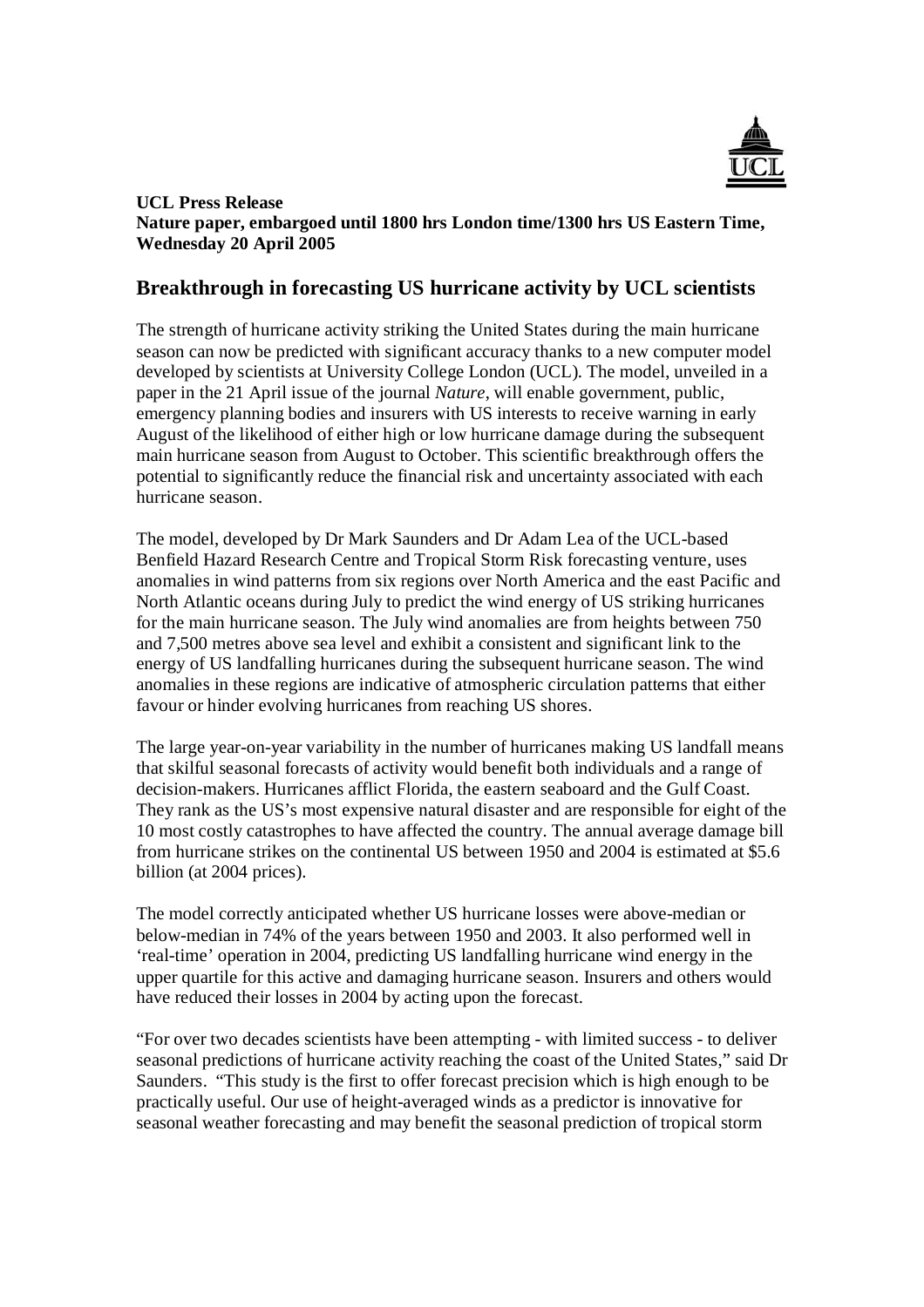**UCL Press Release**
**Nature paper, embargoed until 1800 hrs London time/1300 hrs US Eastern Time, Wednesday 20 April 2005**

## Breakthrough in forecasting US hurricane activity by UCL scientists

The strength of hurricane activity striking the United States during the main hurricane season can now be predicted with significant accuracy thanks to a new computer model developed by scientists at University College London (UCL). The model, unveiled in a paper in the 21 April issue of the journal *Nature*, will enable government, public, emergency planning bodies and insurers with US interests to receive warning in early August of the likelihood of either high or low hurricane damage during the subsequent main hurricane season from August to October. This scientific breakthrough offers the potential to significantly reduce the financial risk and uncertainty associated with each hurricane season.

The model, developed by Dr Mark Saunders and Dr Adam Lea of the UCL-based Benfield Hazard Research Centre and Tropical Storm Risk forecasting venture, uses anomalies in wind patterns from six regions over North America and the east Pacific and North Atlantic oceans during July to predict the wind energy of US striking hurricanes for the main hurricane season. The July wind anomalies are from heights between 750 and 7,500 metres above sea level and exhibit a consistent and significant link to the energy of US landfalling hurricanes during the subsequent hurricane season. The wind anomalies in these regions are indicative of atmospheric circulation patterns that either favour or hinder evolving hurricanes from reaching US shores.

The large year-on-year variability in the number of hurricanes making US landfall means that skilful seasonal forecasts of activity would benefit both individuals and a range of decision-makers. Hurricanes afflict Florida, the eastern seaboard and the Gulf Coast. They rank as the US's most expensive natural disaster and are responsible for eight of the 10 most costly catastrophes to have affected the country. The annual average damage bill from hurricane strikes on the continental US between 1950 and 2004 is estimated at $5.6 billion (at 2004 prices).

The model correctly anticipated whether US hurricane losses were above-median or below-median in 74% of the years between 1950 and 2003. It also performed well in 'real-time' operation in 2004, predicting US landfalling hurricane wind energy in the upper quartile for this active and damaging hurricane season. Insurers and others would have reduced their losses in 2004 by acting upon the forecast.

"For over two decades scientists have been attempting - with limited success - to deliver seasonal predictions of hurricane activity reaching the coast of the United States," said Dr Saunders. "This study is the first to offer forecast precision which is high enough to be practically useful. Our use of height-averaged winds as a predictor is innovative for seasonal weather forecasting and may benefit the seasonal prediction of tropical storm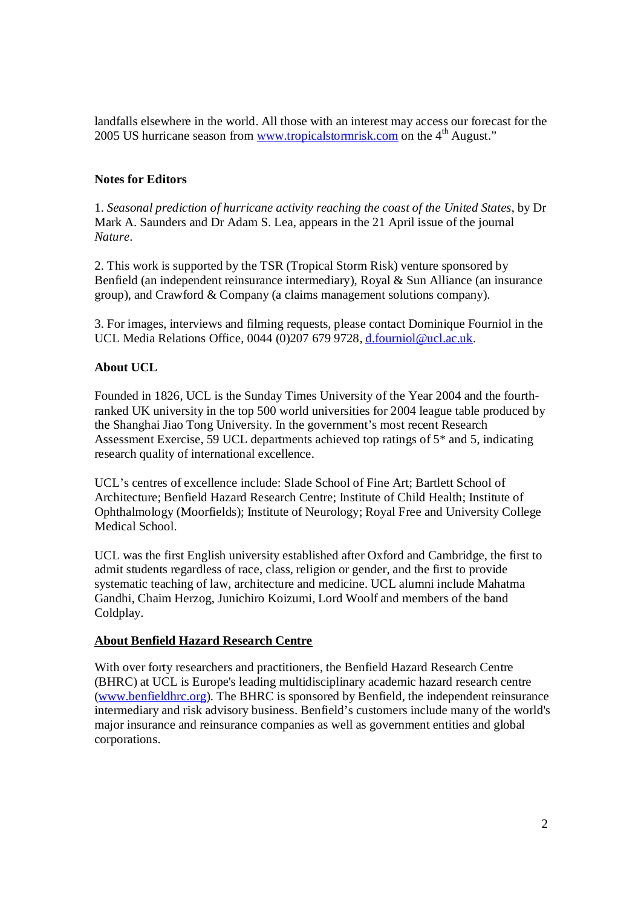landfalls elsewhere in the world. All those with an interest may access our forecast for the 2005 US hurricane season from [www.tropicalstormrisk.com](http://www.tropicalstormrisk.com) on the 4th August."

**Notes for Editors**

1. *Seasonal prediction of hurricane activity reaching the coast of the United States*, by Dr Mark A. Saunders and Dr Adam S. Lea, appears in the 21 April issue of the journal *Nature*.

2. This work is supported by the TSR (Tropical Storm Risk) venture sponsored by Benfield (an independent reinsurance intermediary), Royal & Sun Alliance (an insurance group), and Crawford & Company (a claims management solutions company).

3. For images, interviews and filming requests, please contact Dominique Fourniol in the UCL Media Relations Office, 0044 (0)207 679 9728, [d.fourniol@ucl.ac.uk](mailto:d.fourniol@ucl.ac.uk).

**About UCL**

Founded in 1826, UCL is the Sunday Times University of the Year 2004 and the fourth-ranked UK university in the top 500 world universities for 2004 league table produced by the Shanghai Jiao Tong University. In the government's most recent Research Assessment Exercise, 59 UCL departments achieved top ratings of 5* and 5, indicating research quality of international excellence.

UCL's centres of excellence include: Slade School of Fine Art; Bartlett School of Architecture; Benfield Hazard Research Centre; Institute of Child Health; Institute of Ophthalmology (Moorfields); Institute of Neurology; Royal Free and University College Medical School.

UCL was the first English university established after Oxford and Cambridge, the first to admit students regardless of race, class, religion or gender, and the first to provide systematic teaching of law, architecture and medicine. UCL alumni include Mahatma Gandhi, Chaim Herzog, Junichiro Koizumi, Lord Woolf and members of the band Coldplay.

**About Benfield Hazard Research Centre**

With over forty researchers and practitioners, the Benfield Hazard Research Centre (BHRC) at UCL is Europe's leading multidisciplinary academic hazard research centre ([www.benfieldhrc.org](http://www.benfieldhrc.org)). The BHRC is sponsored by Benfield, the independent reinsurance intermediary and risk advisory business. Benfield's customers include many of the world's major insurance and reinsurance companies as well as government entities and global corporations.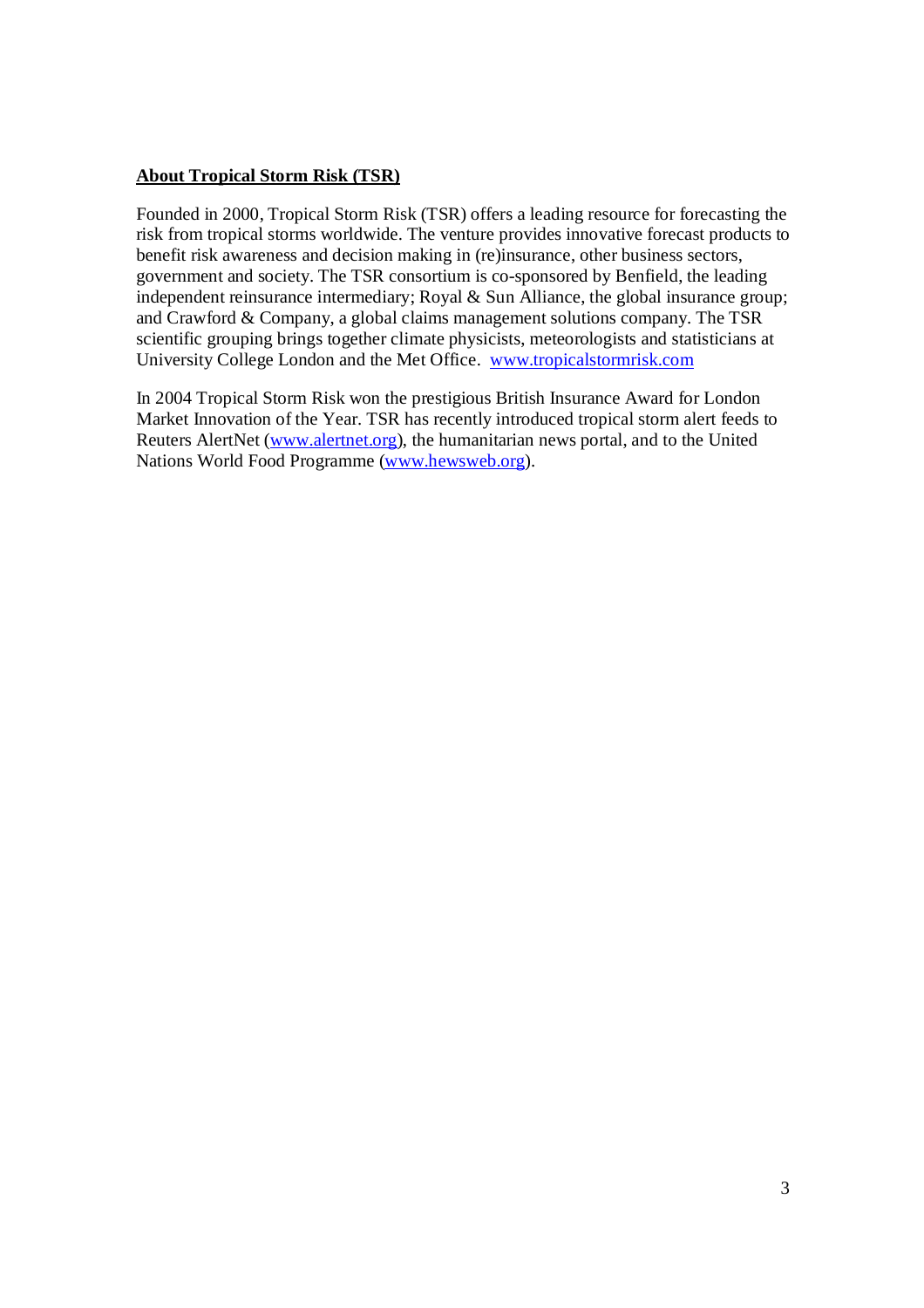## About Tropical Storm Risk (TSR)

Founded in 2000, Tropical Storm Risk (TSR) offers a leading resource for forecasting the risk from tropical storms worldwide. The venture provides innovative forecast products to benefit risk awareness and decision making in (re)insurance, other business sectors, government and society. The TSR consortium is co-sponsored by Benfield, the leading independent reinsurance intermediary; Royal & Sun Alliance, the global insurance group; and Crawford & Company, a global claims management solutions company. The TSR scientific grouping brings together climate physicists, meteorologists and statisticians at University College London and the Met Office. [www.tropicalstormrisk.com](http://www.tropicalstormrisk.com)

In 2004 Tropical Storm Risk won the prestigious British Insurance Award for London Market Innovation of the Year. TSR has recently introduced tropical storm alert feeds to Reuters AlertNet ([www.alertnet.org](http://www.alertnet.org)), the humanitarian news portal, and to the United Nations World Food Programme ([www.hewsweb.org](http://www.hewsweb.org)).